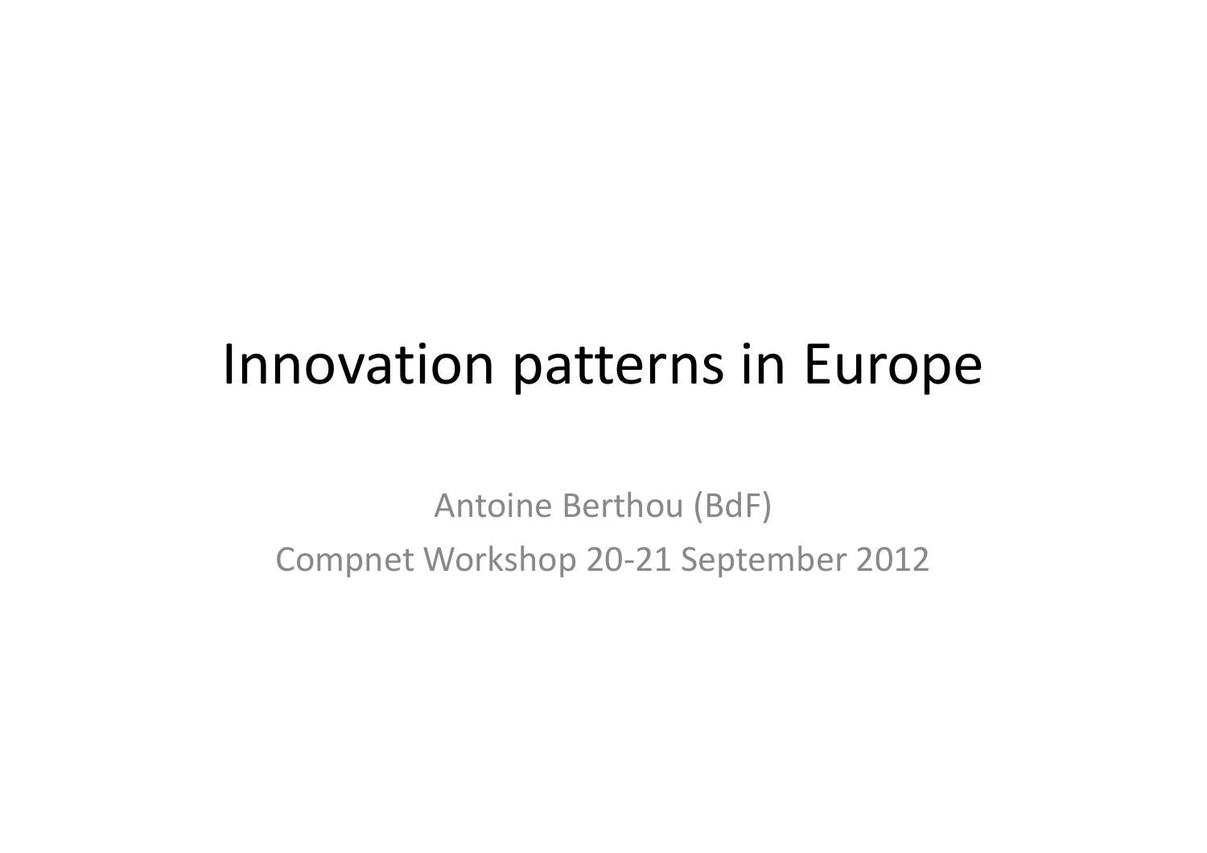# Innovation patterns in Europe

Antoine Berthou (BdF)

Compnet Workshop 20-21 September 2012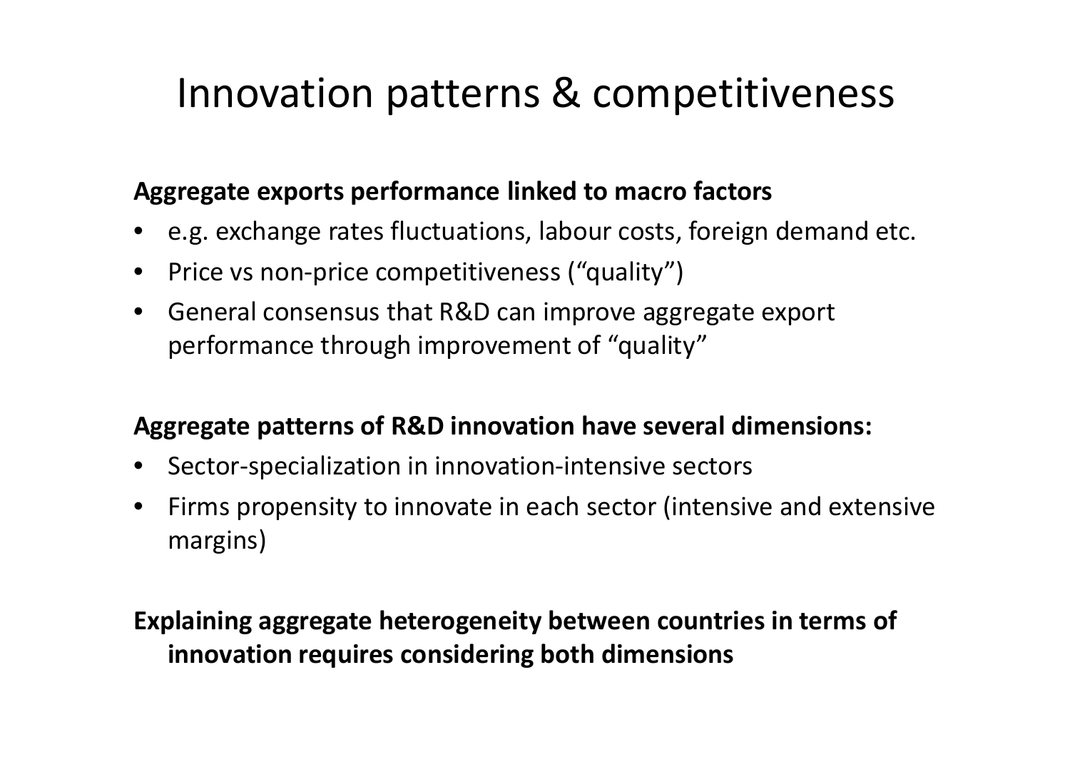# Innovation patterns & competitiveness

**Aggregate exports performance linked to macro factors**

- e.g. exchange rates fluctuations, labour costs, foreign demand etc.
- Price vs non-price competitiveness ("quality")
- General consensus that R&D can improve aggregate export performance through improvement of "quality"

**Aggregate patterns of R&D innovation have several dimensions:**

- Sector-specialization in innovation-intensive sectors
- Firms propensity to innovate in each sector (intensive and extensive margins)

**Explaining aggregate heterogeneity between countries in terms of innovation requires considering both dimensions**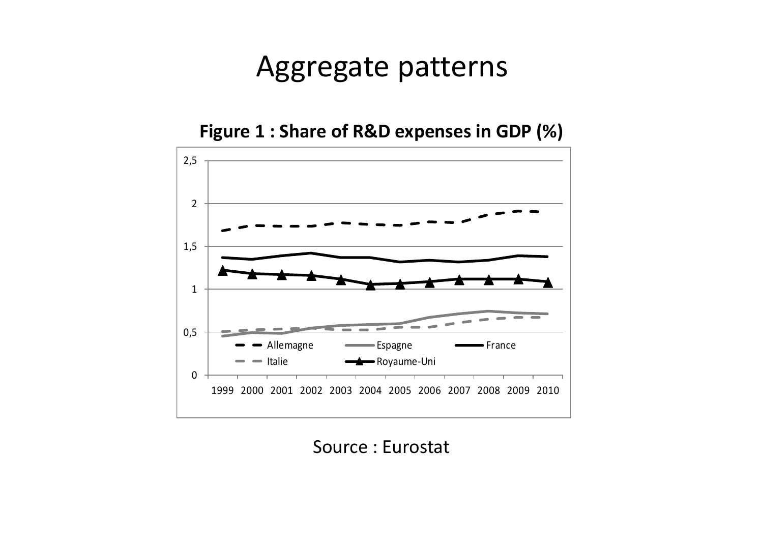# Aggregate patterns

**Figure 1 : Share of R&D expenses in GDP (%)**

Source : Eurostat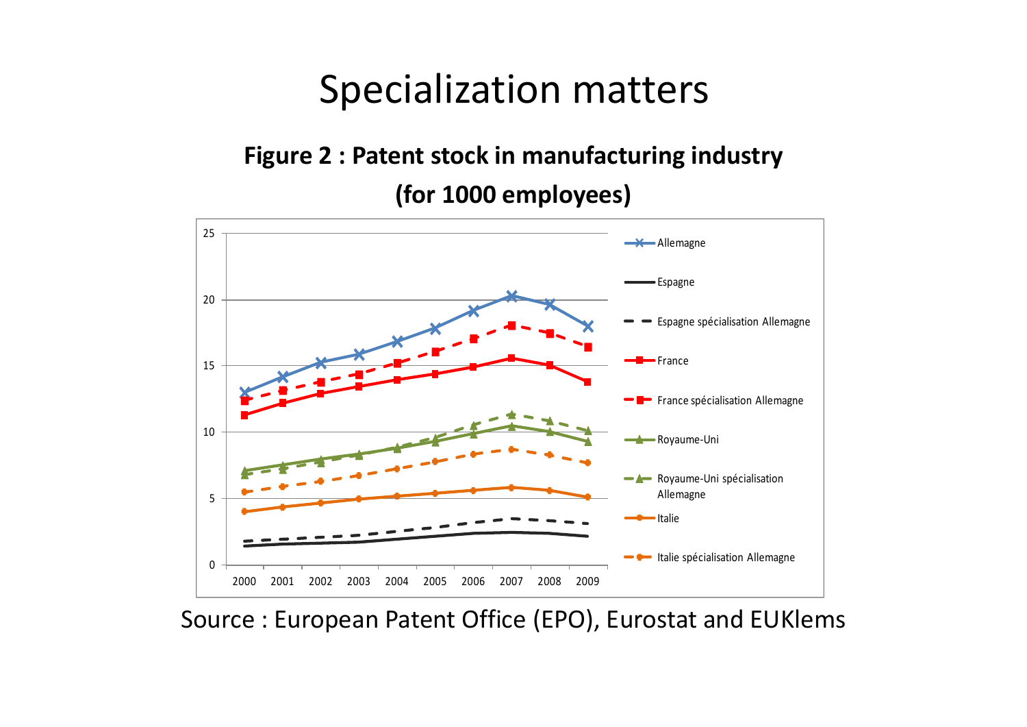# Specialization matters

**Figure 2 : Patent stock in manufacturing industry (for 1000 employees)**

Source : European Patent Office (EPO), Eurostat and EUKlems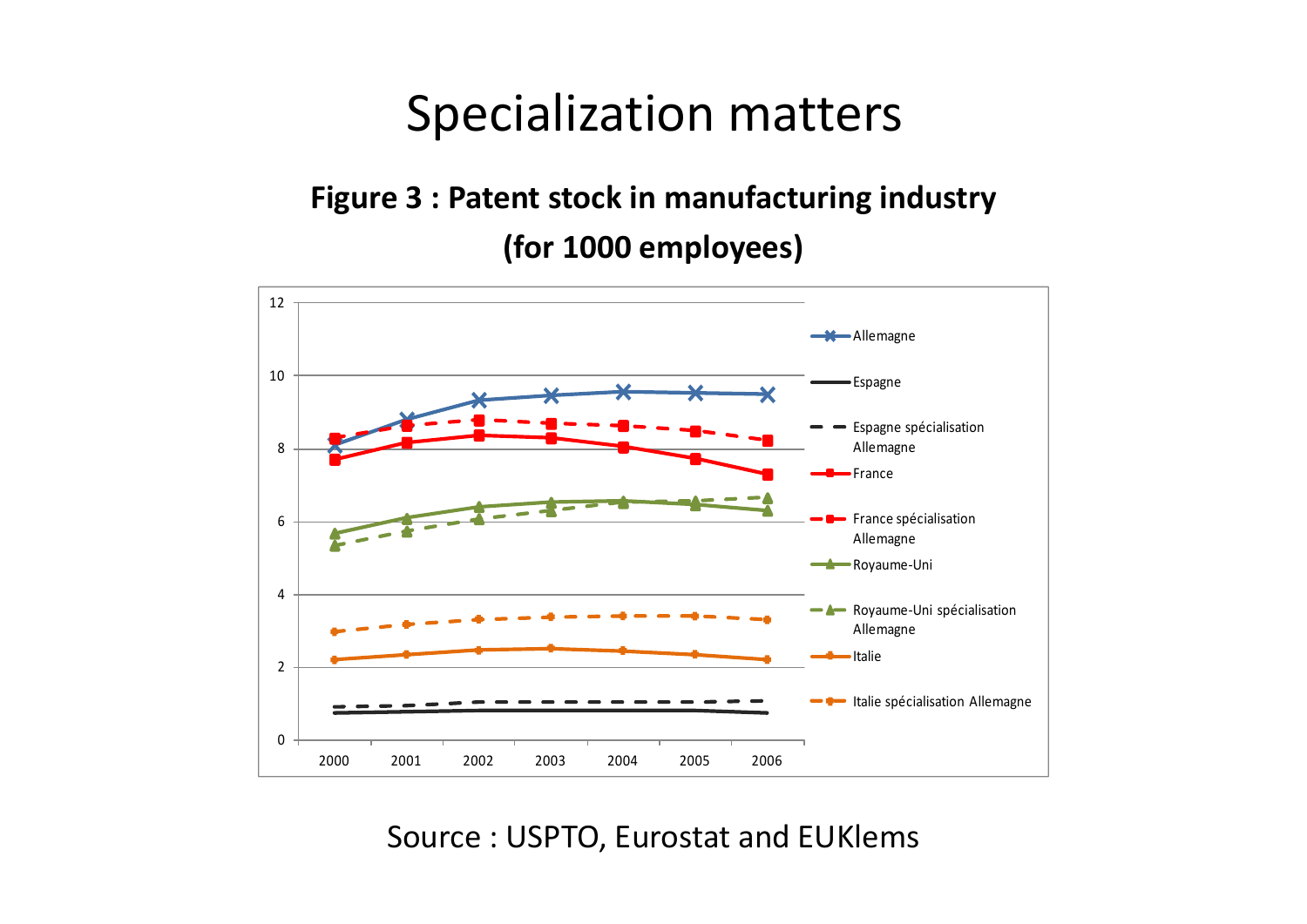# Specialization matters

**Figure 3 : Patent stock in manufacturing industry (for 1000 employees)**

Source : USPTO, Eurostat and EUKlems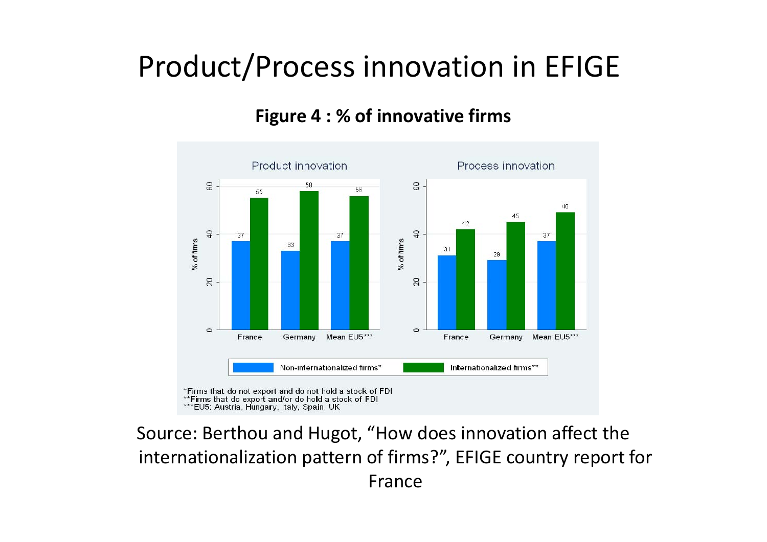# Product/Process innovation in EFIGE

**Figure 4 : % of innovative firms**

| | Product innovation | | Process innovation | |
|---|---|---|---|---|
| | Non-internationalized firms* | Internationalized firms** | Non-internationalized firms* | Internationalized firms** |
| France | 37 | 55 | 31 | 42 |
| Germany | 33 | 58 | 29 | 45 |
| Mean EU5*** | 37 | 56 | 37 | 49 |

*Firms that do not export and do not hold a stock of FDI
**Firms that do export and/or do hold a stock of FDI
***EU5: Austria, Hungary, Italy, Spain, UK

Source: Berthou and Hugot, "How does innovation affect the internationalization pattern of firms?", EFIGE country report for France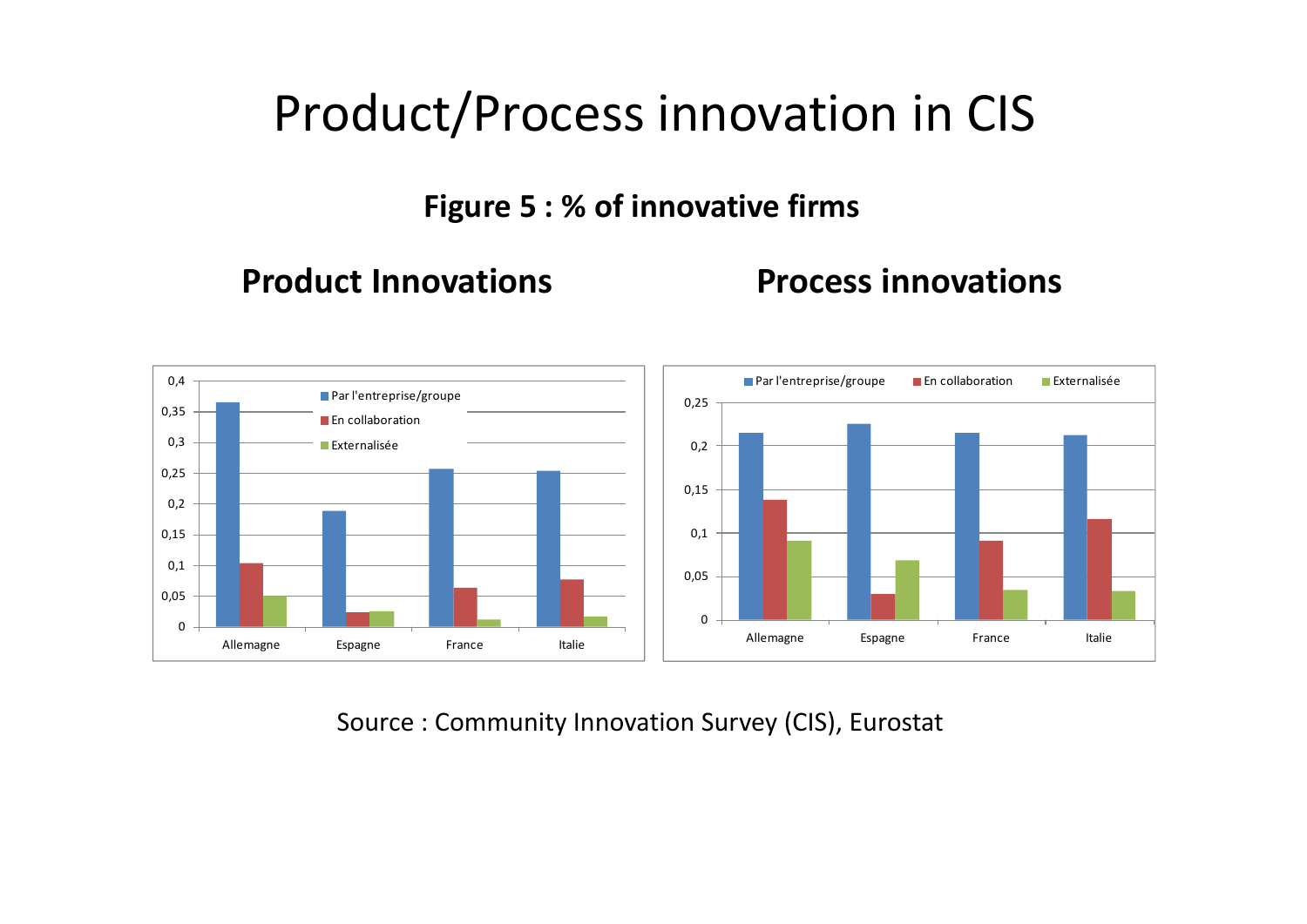# Product/Process innovation in CIS

**Figure 5 : % of innovative firms**

**Product Innovations**

**Process innovations**

Source : Community Innovation Survey (CIS), Eurostat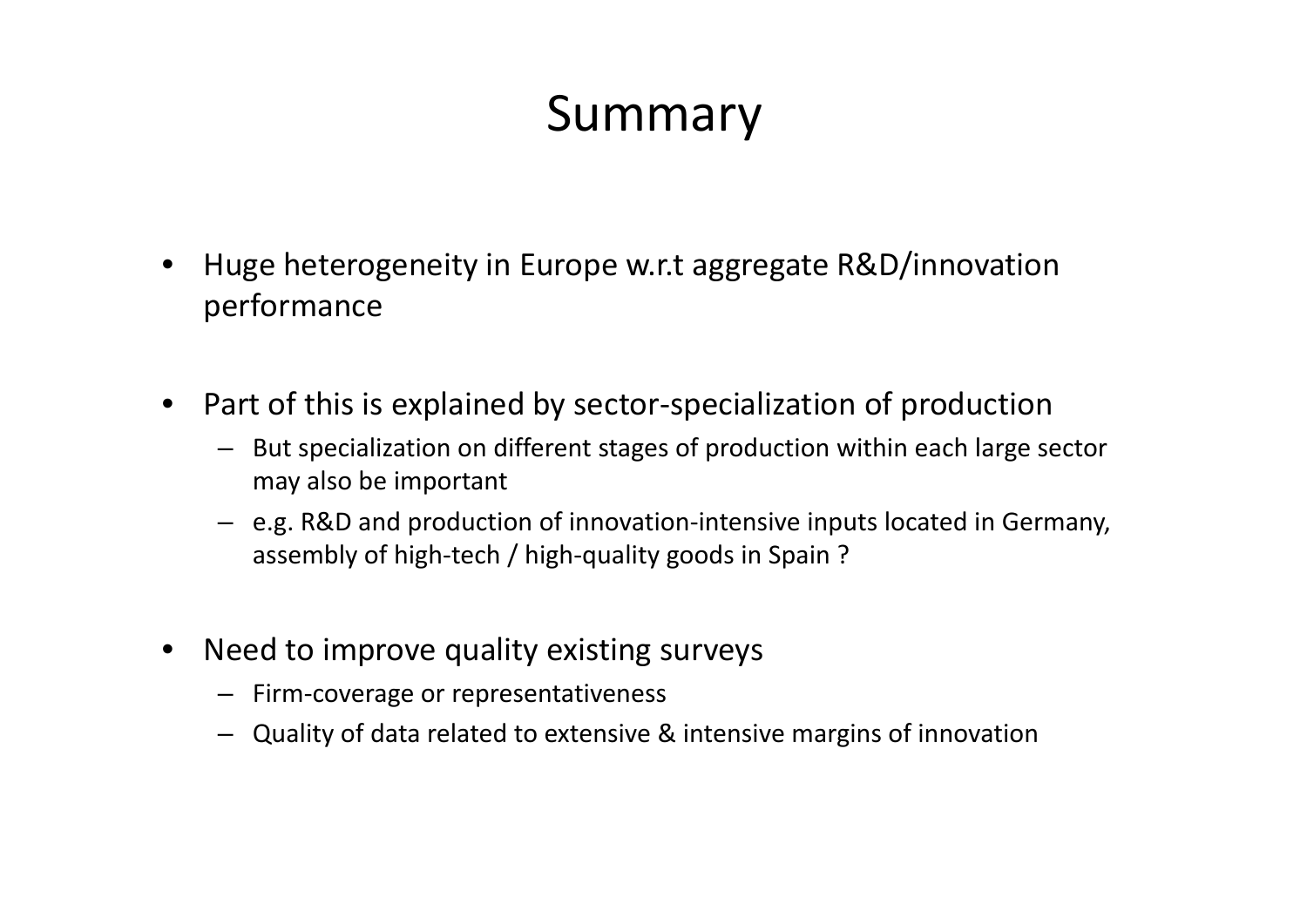# Summary

- Huge heterogeneity in Europe w.r.t aggregate R&D/innovation performance
- Part of this is explained by sector-specialization of production
  - But specialization on different stages of production within each large sector may also be important
  - e.g. R&D and production of innovation-intensive inputs located in Germany, assembly of high-tech / high-quality goods in Spain ?
- Need to improve quality existing surveys
  - Firm-coverage or representativeness
  - Quality of data related to extensive & intensive margins of innovation